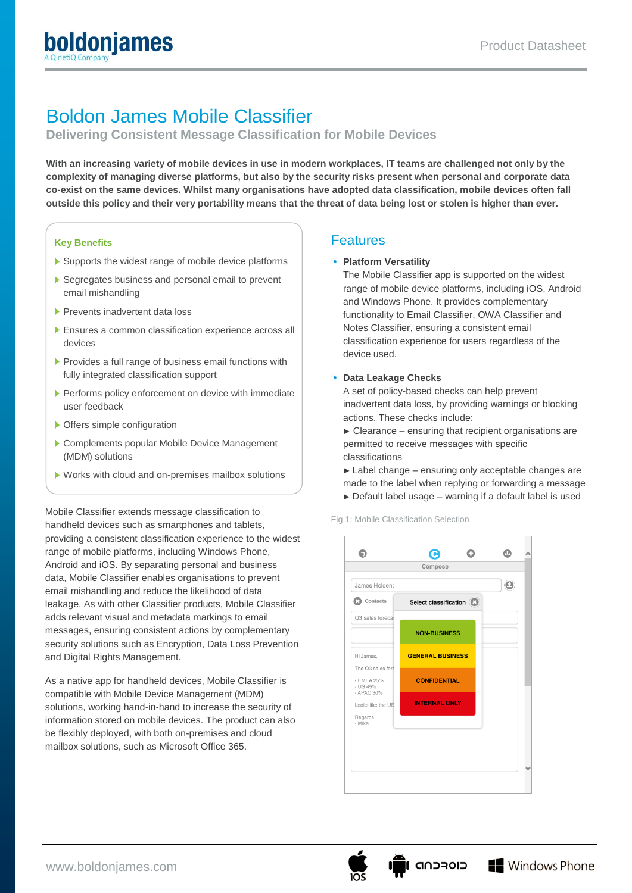# Boldon James Mobile Classifier

## Delivering Consistent Message Classification for Mobile Devices

**With an increasing variety of mobile devices in use in modern workplaces, IT teams are challenged not only by the complexity of managing diverse platforms, but also by the security risks present when personal and corporate data co-exist on the same devices. Whilst many organisations have adopted data classification, mobile devices often fall outside this policy and their very portability means that the threat of data being lost or stolen is higher than ever.**

### Key Benefits

- Supports the widest range of mobile device platforms
- Segregates business and personal email to prevent email mishandling
- Prevents inadvertent data loss
- Ensures a common classification experience across all devices
- Provides a full range of business email functions with fully integrated classification support
- Performs policy enforcement on device with immediate user feedback
- Offers simple configuration
- Complements popular Mobile Device Management (MDM) solutions
- Works with cloud and on-premises mailbox solutions

Mobile Classifier extends message classification to handheld devices such as smartphones and tablets, providing a consistent classification experience to the widest range of mobile platforms, including Windows Phone, Android and iOS. By separating personal and business data, Mobile Classifier enables organisations to prevent email mishandling and reduce the likelihood of data leakage. As with other Classifier products, Mobile Classifier adds relevant visual and metadata markings to email messages, ensuring consistent actions by complementary security solutions such as Encryption, Data Loss Prevention and Digital Rights Management.

As a native app for handheld devices, Mobile Classifier is compatible with Mobile Device Management (MDM) solutions, working hand-in-hand to increase the security of information stored on mobile devices. The product can also be flexibly deployed, with both on-premises and cloud mailbox solutions, such as Microsoft Office 365.

## Features

- **Platform Versatility**
  The Mobile Classifier app is supported on the widest range of mobile device platforms, including iOS, Android and Windows Phone. It provides complementary functionality to Email Classifier, OWA Classifier and Notes Classifier, ensuring a consistent email classification experience for users regardless of the device used.

- **Data Leakage Checks**
  A set of policy-based checks can help prevent inadvertent data loss, by providing warnings or blocking actions. These checks include:
  ► Clearance – ensuring that recipient organisations are permitted to receive messages with specific classifications
  ► Label change – ensuring only acceptable changes are made to the label when replying or forwarding a message
  ► Default label usage – warning if a default label is used

Fig 1: Mobile Classification Selection

www.boldonjames.com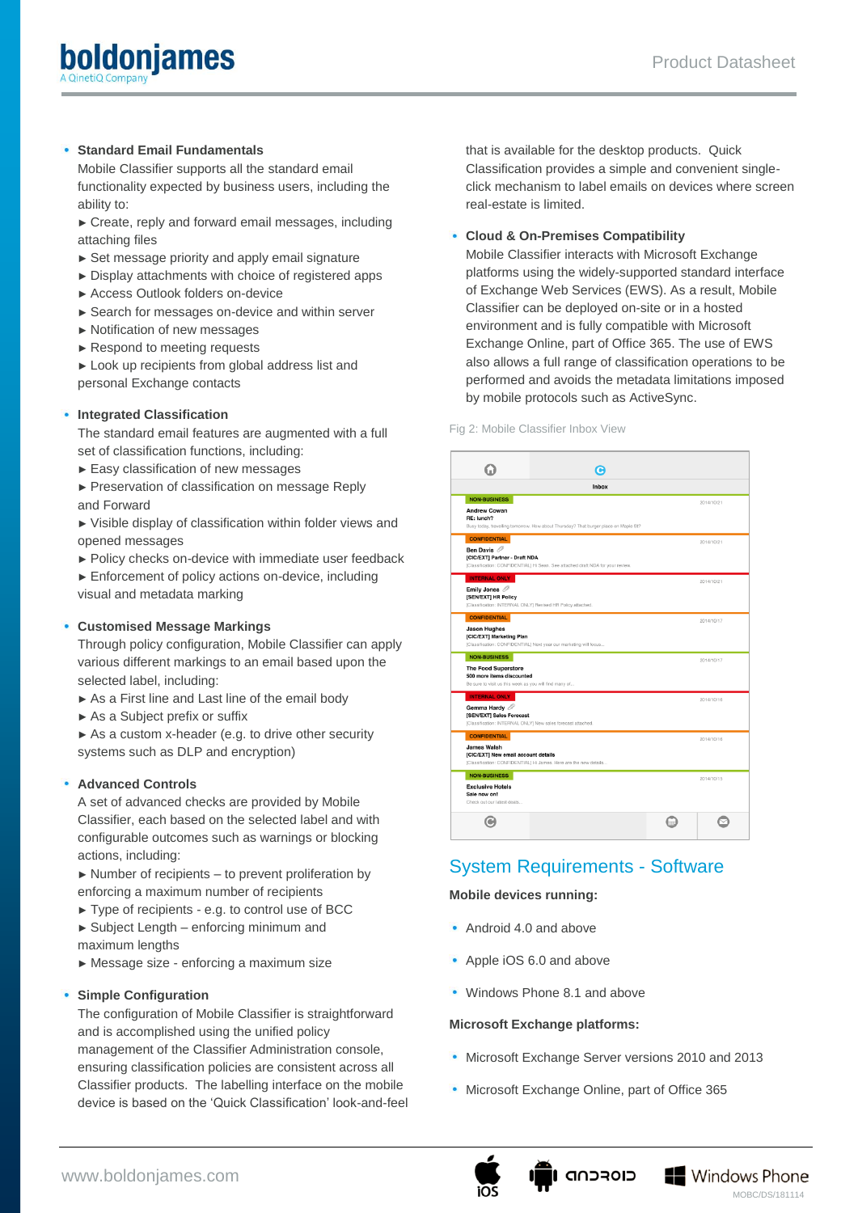- **Standard Email Fundamentals**

  Mobile Classifier supports all the standard email functionality expected by business users, including the ability to:

  ► Create, reply and forward email messages, including attaching files
  ► Set message priority and apply email signature
  ► Display attachments with choice of registered apps
  ► Access Outlook folders on-device
  ► Search for messages on-device and within server
  ► Notification of new messages
  ► Respond to meeting requests
  ► Look up recipients from global address list and personal Exchange contacts

- **Integrated Classification**

  The standard email features are augmented with a full set of classification functions, including:

  ► Easy classification of new messages
  ► Preservation of classification on message Reply and Forward
  ► Visible display of classification within folder views and opened messages
  ► Policy checks on-device with immediate user feedback
  ► Enforcement of policy actions on-device, including visual and metadata marking

- **Customised Message Markings**

  Through policy configuration, Mobile Classifier can apply various different markings to an email based upon the selected label, including:

  ► As a First line and Last line of the email body
  ► As a Subject prefix or suffix
  ► As a custom x-header (e.g. to drive other security systems such as DLP and encryption)

- **Advanced Controls**

  A set of advanced checks are provided by Mobile Classifier, each based on the selected label and with configurable outcomes such as warnings or blocking actions, including:

  ► Number of recipients – to prevent proliferation by enforcing a maximum number of recipients
  ► Type of recipients - e.g. to control use of BCC
  ► Subject Length – enforcing minimum and maximum lengths
  ► Message size - enforcing a maximum size

- **Simple Configuration**

  The configuration of Mobile Classifier is straightforward and is accomplished using the unified policy management of the Classifier Administration console, ensuring classification policies are consistent across all Classifier products. The labelling interface on the mobile device is based on the 'Quick Classification' look-and-feel that is available for the desktop products. Quick Classification provides a simple and convenient single-click mechanism to label emails on devices where screen real-estate is limited.

- **Cloud & On-Premises Compatibility**

  Mobile Classifier interacts with Microsoft Exchange platforms using the widely-supported standard interface of Exchange Web Services (EWS). As a result, Mobile Classifier can be deployed on-site or in a hosted environment and is fully compatible with Microsoft Exchange Online, part of Office 365. The use of EWS also allows a full range of classification operations to be performed and avoids the metadata limitations imposed by mobile protocols such as ActiveSync.

Fig 2: Mobile Classifier Inbox View

## System Requirements - Software

**Mobile devices running:**

- Android 4.0 and above
- Apple iOS 6.0 and above
- Windows Phone 8.1 and above

**Microsoft Exchange platforms:**

- Microsoft Exchange Server versions 2010 and 2013
- Microsoft Exchange Online, part of Office 365